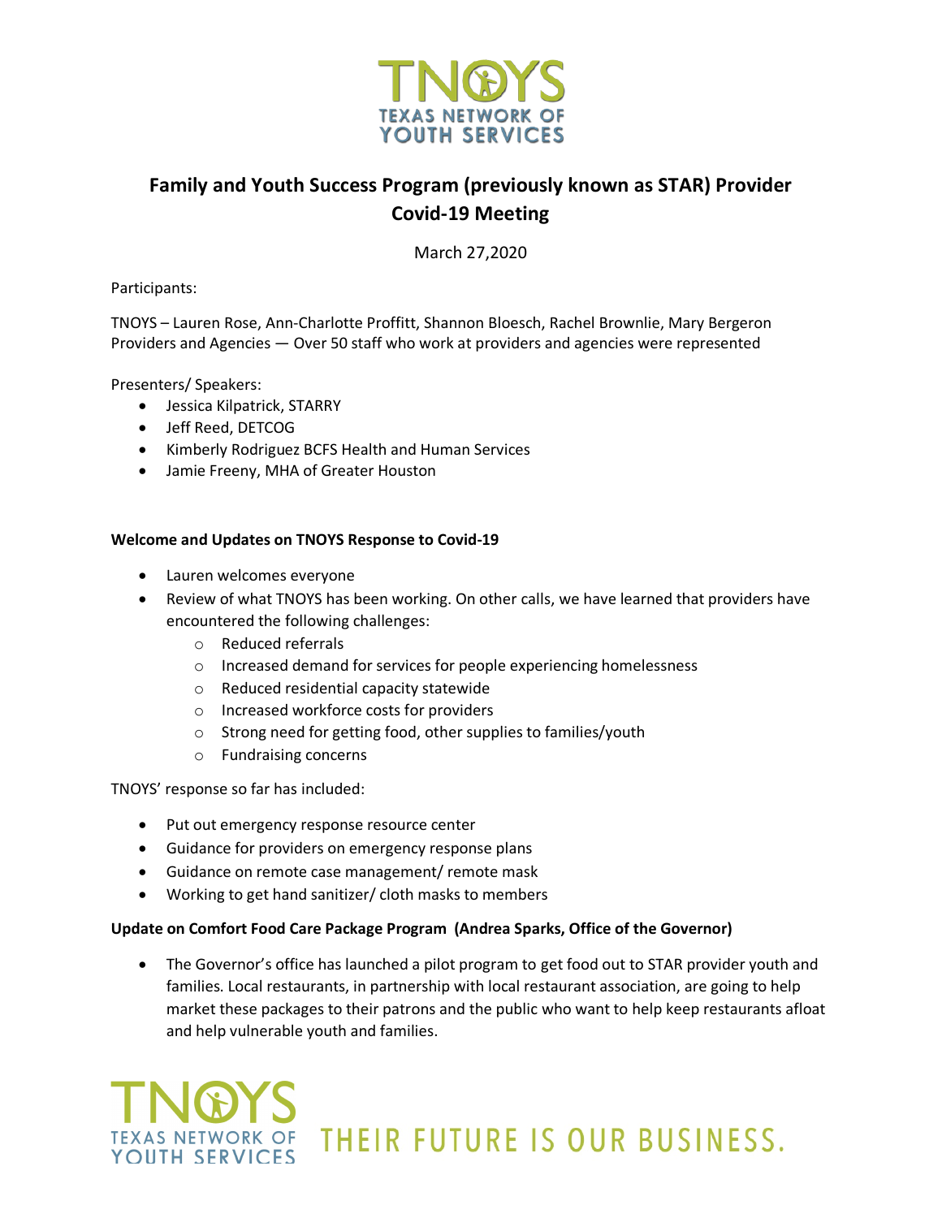# Family and Youth Success Program (previously known as STAR) Provider Covid-19 Meeting

March 27,2020

Participants:

TNOYS – Lauren Rose, Ann-Charlotte Proffitt, Shannon Bloesch, Rachel Brownlie, Mary Bergeron
Providers and Agencies — Over 50 staff who work at providers and agencies were represented

Presenters/ Speakers:

- Jessica Kilpatrick, STARRY
- Jeff Reed, DETCOG
- Kimberly Rodriguez BCFS Health and Human Services
- Jamie Freeny, MHA of Greater Houston

**Welcome and Updates on TNOYS Response to Covid-19**

- Lauren welcomes everyone
- Review of what TNOYS has been working. On other calls, we have learned that providers have encountered the following challenges:
  - Reduced referrals
  - Increased demand for services for people experiencing homelessness
  - Reduced residential capacity statewide
  - Increased workforce costs for providers
  - Strong need for getting food, other supplies to families/youth
  - Fundraising concerns

TNOYS' response so far has included:

- Put out emergency response resource center
- Guidance for providers on emergency response plans
- Guidance on remote case management/ remote mask
- Working to get hand sanitizer/ cloth masks to members

**Update on Comfort Food Care Package Program (Andrea Sparks, Office of the Governor)**

- The Governor's office has launched a pilot program to get food out to STAR provider youth and families. Local restaurants, in partnership with local restaurant association, are going to help market these packages to their patrons and the public who want to help keep restaurants afloat and help vulnerable youth and families.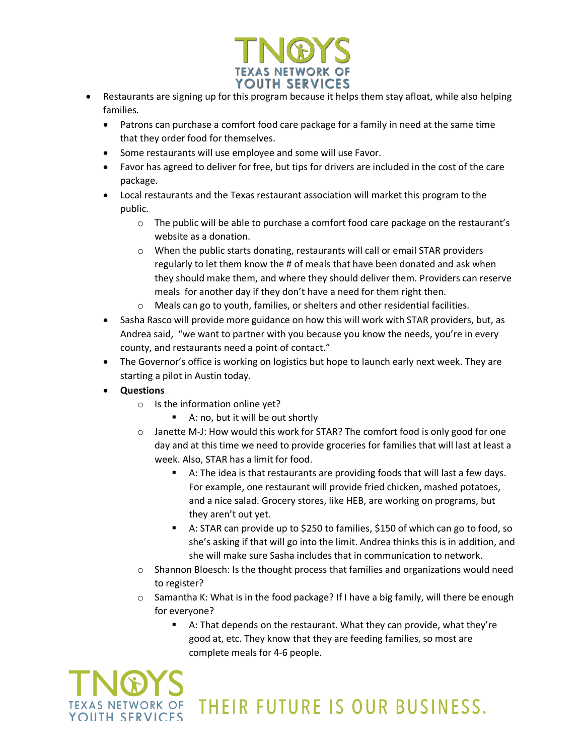- Restaurants are signing up for this program because it helps them stay afloat, while also helping families.
  - Patrons can purchase a comfort food care package for a family in need at the same time that they order food for themselves.
  - Some restaurants will use employee and some will use Favor.
  - Favor has agreed to deliver for free, but tips for drivers are included in the cost of the care package.
  - Local restaurants and the Texas restaurant association will market this program to the public.
    - The public will be able to purchase a comfort food care package on the restaurant's website as a donation.
    - When the public starts donating, restaurants will call or email STAR providers regularly to let them know the # of meals that have been donated and ask when they should make them, and where they should deliver them. Providers can reserve meals for another day if they don't have a need for them right then.
    - Meals can go to youth, families, or shelters and other residential facilities.
  - Sasha Rasco will provide more guidance on how this will work with STAR providers, but, as Andrea said, "we want to partner with you because you know the needs, you're in every county, and restaurants need a point of contact."
  - The Governor's office is working on logistics but hope to launch early next week. They are starting a pilot in Austin today.
  - **Questions**
    - Is the information online yet?
      - A: no, but it will be out shortly
    - Janette M-J: How would this work for STAR? The comfort food is only good for one day and at this time we need to provide groceries for families that will last at least a week. Also, STAR has a limit for food.
      - A: The idea is that restaurants are providing foods that will last a few days. For example, one restaurant will provide fried chicken, mashed potatoes, and a nice salad. Grocery stores, like HEB, are working on programs, but they aren't out yet.
      - A: STAR can provide up to $250 to families, $150 of which can go to food, so she's asking if that will go into the limit. Andrea thinks this is in addition, and she will make sure Sasha includes that in communication to network.
    - Shannon Bloesch: Is the thought process that families and organizations would need to register?
    - Samantha K: What is in the food package? If I have a big family, will there be enough for everyone?
      - A: That depends on the restaurant. What they can provide, what they're good at, etc. They know that they are feeding families, so most are complete meals for 4-6 people.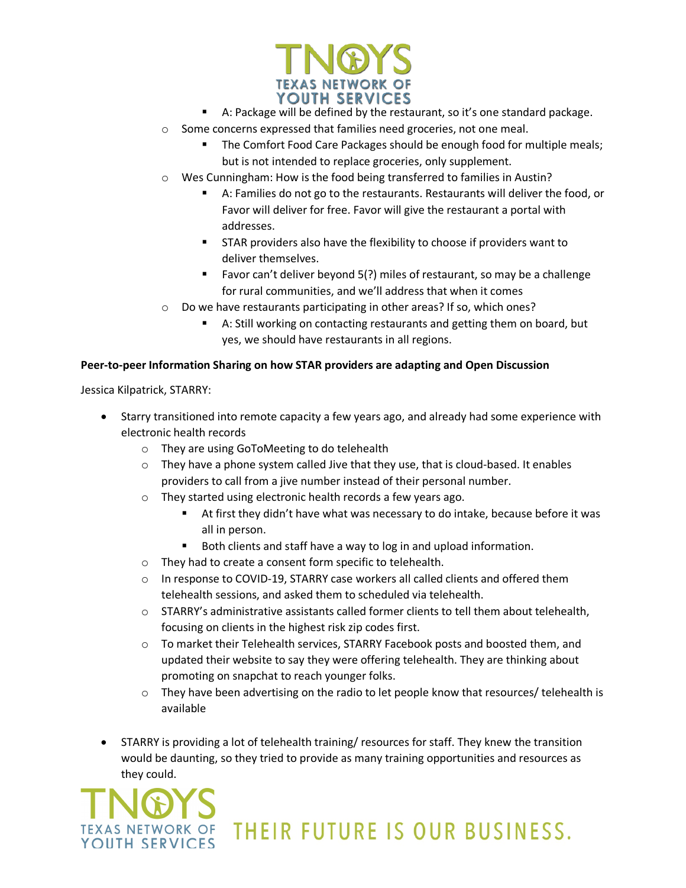- A: Package will be defined by the restaurant, so it's one standard package.
    - Some concerns expressed that families need groceries, not one meal.
        - The Comfort Food Care Packages should be enough food for multiple meals; but is not intended to replace groceries, only supplement.
    - Wes Cunningham: How is the food being transferred to families in Austin?
        - A: Families do not go to the restaurants. Restaurants will deliver the food, or Favor will deliver for free. Favor will give the restaurant a portal with addresses.
        - STAR providers also have the flexibility to choose if providers want to deliver themselves.
        - Favor can't deliver beyond 5(?) miles of restaurant, so may be a challenge for rural communities, and we'll address that when it comes
    - Do we have restaurants participating in other areas? If so, which ones?
        - A: Still working on contacting restaurants and getting them on board, but yes, we should have restaurants in all regions.

**Peer-to-peer Information Sharing on how STAR providers are adapting and Open Discussion**

Jessica Kilpatrick, STARRY:

- Starry transitioned into remote capacity a few years ago, and already had some experience with electronic health records
    - They are using GoToMeeting to do telehealth
    - They have a phone system called Jive that they use, that is cloud-based. It enables providers to call from a jive number instead of their personal number.
    - They started using electronic health records a few years ago.
        - At first they didn't have what was necessary to do intake, because before it was all in person.
        - Both clients and staff have a way to log in and upload information.
    - They had to create a consent form specific to telehealth.
    - In response to COVID-19, STARRY case workers all called clients and offered them telehealth sessions, and asked them to scheduled via telehealth.
    - STARRY's administrative assistants called former clients to tell them about telehealth, focusing on clients in the highest risk zip codes first.
    - To market their Telehealth services, STARRY Facebook posts and boosted them, and updated their website to say they were offering telehealth. They are thinking about promoting on snapchat to reach younger folks.
    - They have been advertising on the radio to let people know that resources/ telehealth is available

- STARRY is providing a lot of telehealth training/ resources for staff. They knew the transition would be daunting, so they tried to provide as many training opportunities and resources as they could.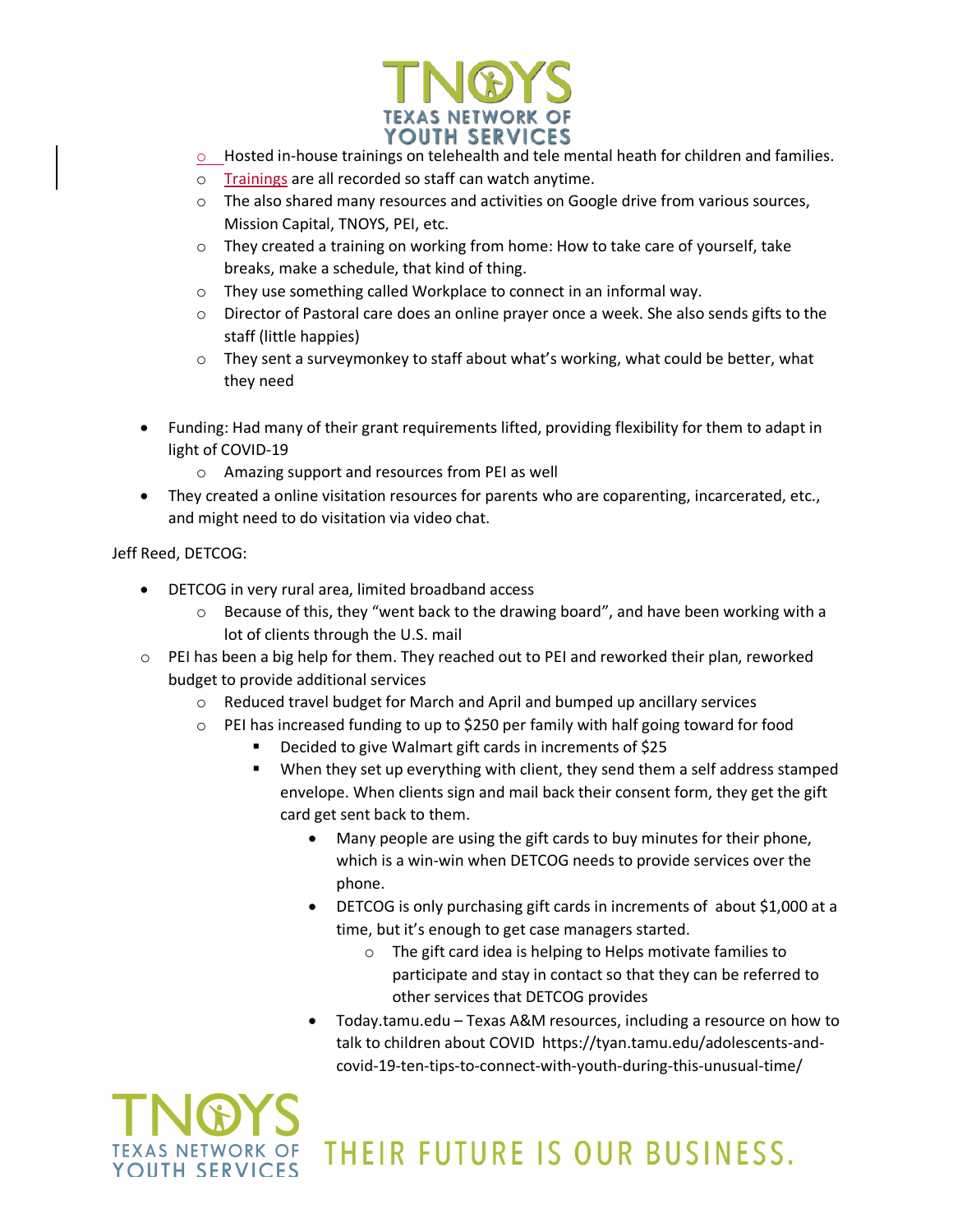- Hosted in-house trainings on telehealth and tele mental heath for children and families.
    - Trainings are all recorded so staff can watch anytime.
    - The also shared many resources and activities on Google drive from various sources, Mission Capital, TNOYS, PEI, etc.
    - They created a training on working from home: How to take care of yourself, take breaks, make a schedule, that kind of thing.
    - They use something called Workplace to connect in an informal way.
    - Director of Pastoral care does an online prayer once a week. She also sends gifts to the staff (little happies)
    - They sent a surveymonkey to staff about what's working, what could be better, what they need

- Funding: Had many of their grant requirements lifted, providing flexibility for them to adapt in light of COVID-19
    - Amazing support and resources from PEI as well
- They created a online visitation resources for parents who are coparenting, incarcerated, etc., and might need to do visitation via video chat.

Jeff Reed, DETCOG:

- DETCOG in very rural area, limited broadband access
    - Because of this, they "went back to the drawing board", and have been working with a lot of clients through the U.S. mail
- PEI has been a big help for them. They reached out to PEI and reworked their plan, reworked budget to provide additional services
    - Reduced travel budget for March and April and bumped up ancillary services
    - PEI has increased funding to up to $250 per family with half going toward for food
        - Decided to give Walmart gift cards in increments of $25
        - When they set up everything with client, they send them a self address stamped envelope. When clients sign and mail back their consent form, they get the gift card get sent back to them.
            - Many people are using the gift cards to buy minutes for their phone, which is a win-win when DETCOG needs to provide services over the phone.
            - DETCOG is only purchasing gift cards in increments of about $1,000 at a time, but it's enough to get case managers started.
                - The gift card idea is helping to Helps motivate families to participate and stay in contact so that they can be referred to other services that DETCOG provides
            - Today.tamu.edu – Texas A&M resources, including a resource on how to talk to children about COVID https://tyan.tamu.edu/adolescents-and-covid-19-ten-tips-to-connect-with-youth-during-this-unusual-time/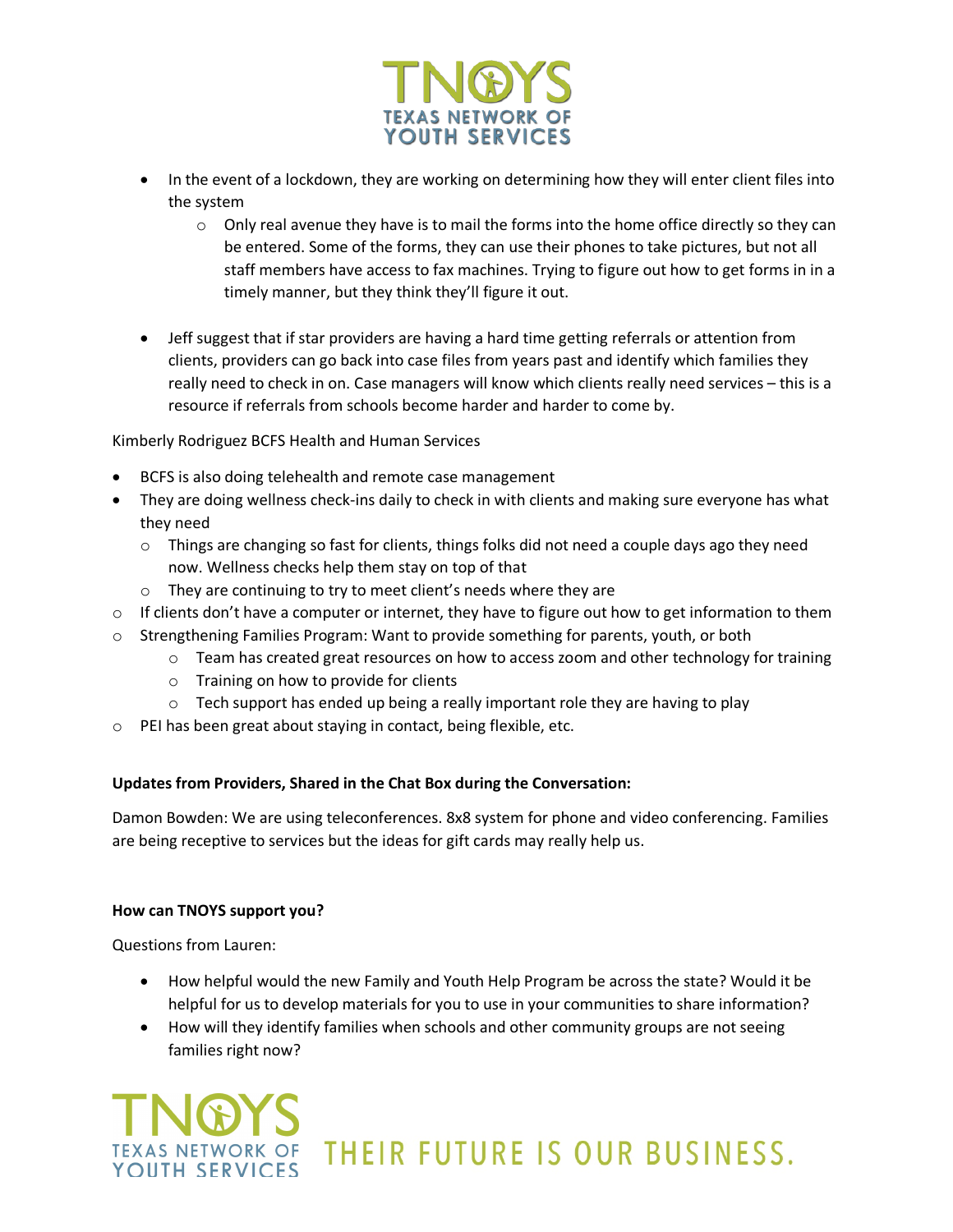- In the event of a lockdown, they are working on determining how they will enter client files into the system
  - Only real avenue they have is to mail the forms into the home office directly so they can be entered. Some of the forms, they can use their phones to take pictures, but not all staff members have access to fax machines. Trying to figure out how to get forms in in a timely manner, but they think they'll figure it out.

- Jeff suggest that if star providers are having a hard time getting referrals or attention from clients, providers can go back into case files from years past and identify which families they really need to check in on. Case managers will know which clients really need services – this is a resource if referrals from schools become harder and harder to come by.

Kimberly Rodriguez BCFS Health and Human Services

- BCFS is also doing telehealth and remote case management
- They are doing wellness check-ins daily to check in with clients and making sure everyone has what they need
  - Things are changing so fast for clients, things folks did not need a couple days ago they need now. Wellness checks help them stay on top of that
  - They are continuing to try to meet client's needs where they are
- If clients don't have a computer or internet, they have to figure out how to get information to them
- Strengthening Families Program: Want to provide something for parents, youth, or both
  - Team has created great resources on how to access zoom and other technology for training
  - Training on how to provide for clients
  - Tech support has ended up being a really important role they are having to play
- PEI has been great about staying in contact, being flexible, etc.

**Updates from Providers, Shared in the Chat Box during the Conversation:**

Damon Bowden: We are using teleconferences. 8x8 system for phone and video conferencing. Families are being receptive to services but the ideas for gift cards may really help us.

**How can TNOYS support you?**

Questions from Lauren:

- How helpful would the new Family and Youth Help Program be across the state? Would it be helpful for us to develop materials for you to use in your communities to share information?
- How will they identify families when schools and other community groups are not seeing families right now?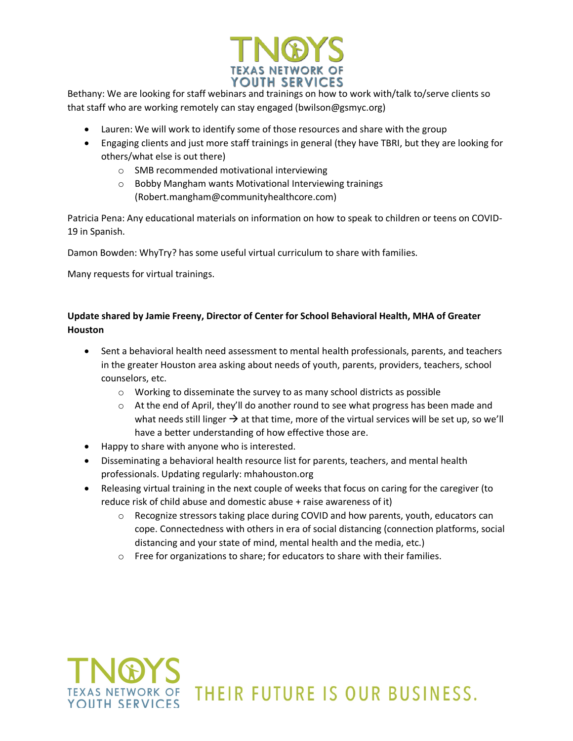Bethany: We are looking for staff webinars and trainings on how to work with/talk to/serve clients so that staff who are working remotely can stay engaged (bwilson@gsmyc.org)

- Lauren: We will work to identify some of those resources and share with the group
- Engaging clients and just more staff trainings in general (they have TBRI, but they are looking for others/what else is out there)
    - SMB recommended motivational interviewing
    - Bobby Mangham wants Motivational Interviewing trainings (Robert.mangham@communityhealthcore.com)

Patricia Pena: Any educational materials on information on how to speak to children or teens on COVID-19 in Spanish.

Damon Bowden: WhyTry? has some useful virtual curriculum to share with families.

Many requests for virtual trainings.

**Update shared by Jamie Freeny, Director of Center for School Behavioral Health, MHA of Greater Houston**

- Sent a behavioral health need assessment to mental health professionals, parents, and teachers in the greater Houston area asking about needs of youth, parents, providers, teachers, school counselors, etc.
    - Working to disseminate the survey to as many school districts as possible
    - At the end of April, they'll do another round to see what progress has been made and what needs still linger → at that time, more of the virtual services will be set up, so we'll have a better understanding of how effective those are.
- Happy to share with anyone who is interested.
- Disseminating a behavioral health resource list for parents, teachers, and mental health professionals. Updating regularly: mhahouston.org
- Releasing virtual training in the next couple of weeks that focus on caring for the caregiver (to reduce risk of child abuse and domestic abuse + raise awareness of it)
    - Recognize stressors taking place during COVID and how parents, youth, educators can cope. Connectedness with others in era of social distancing (connection platforms, social distancing and your state of mind, mental health and the media, etc.)
    - Free for organizations to share; for educators to share with their families.